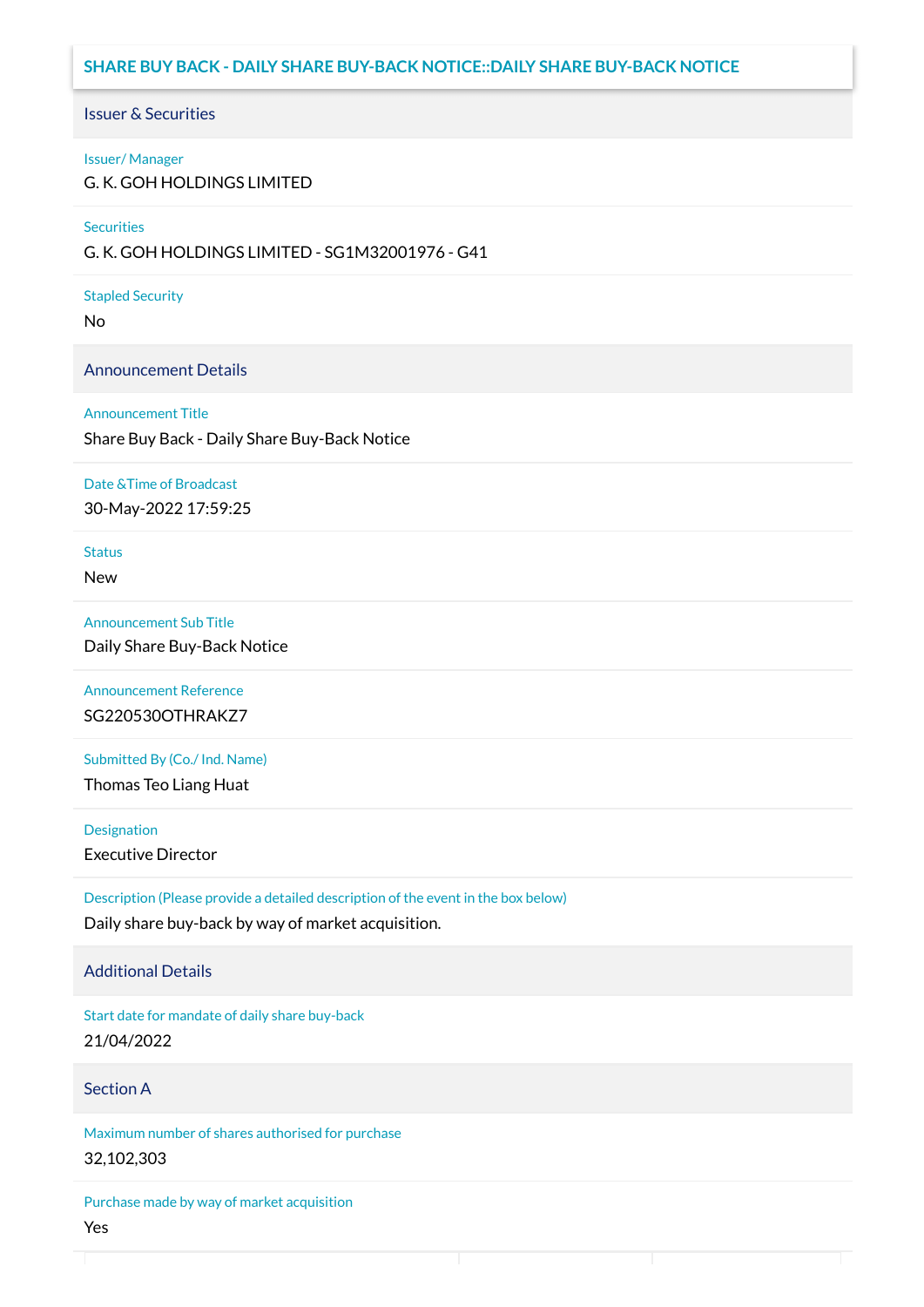# SHARE BUY BACK - DAILY SHARE BUY-BACK NOTICE::DAILY SHARE BUY-BACK NOTICE

## Issuer & Securities

**Issuer/ Manager**

G. K. GOH HOLDINGS LIMITED

**Securities**

G. K. GOH HOLDINGS LIMITED - SG1M32001976 - G41

**Stapled Security**

No

## Announcement Details

**Announcement Title**

Share Buy Back - Daily Share Buy-Back Notice

**Date &Time of Broadcast**

30-May-2022 17:59:25

**Status**

New

**Announcement Sub Title**

Daily Share Buy-Back Notice

**Announcement Reference**

SG220530OTHRAKZ7

**Submitted By (Co./ Ind. Name)**

Thomas Teo Liang Huat

**Designation**

Executive Director

**Description (Please provide a detailed description of the event in the box below)**

Daily share buy-back by way of market acquisition.

## Additional Details

**Start date for mandate of daily share buy-back**

21/04/2022

## Section A

**Maximum number of shares authorised for purchase**

32,102,303

**Purchase made by way of market acquisition**

Yes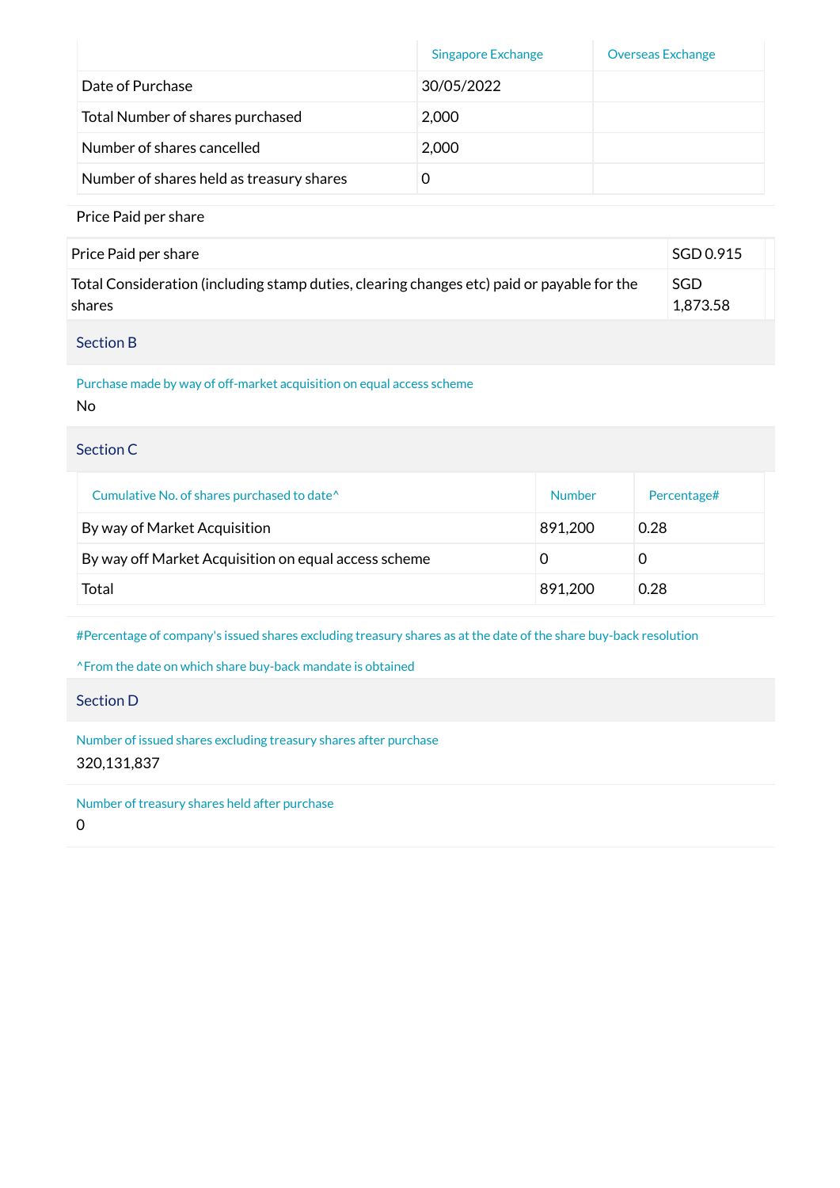| | Singapore Exchange | Overseas Exchange |
|---|---|---|
| Date of Purchase | 30/05/2022 | |
| Total Number of shares purchased | 2,000 | |
| Number of shares cancelled | 2,000 | |
| Number of shares held as treasury shares | 0 | |

Price Paid per share

| | |
|---|---|
| Price Paid per share | SGD 0.915 |
| Total Consideration (including stamp duties, clearing changes etc) paid or payable for the shares | SGD 1,873.58 |

## Section B

Purchase made by way of off-market acquisition on equal access scheme

No

## Section C

| Cumulative No. of shares purchased to date^ | Number | Percentage# |
|---|---|---|
| By way of Market Acquisition | 891,200 | 0.28 |
| By way off Market Acquisition on equal access scheme | 0 | 0 |
| Total | 891,200 | 0.28 |

#Percentage of company's issued shares excluding treasury shares as at the date of the share buy-back resolution

^From the date on which share buy-back mandate is obtained

## Section D

Number of issued shares excluding treasury shares after purchase

320,131,837

Number of treasury shares held after purchase

0